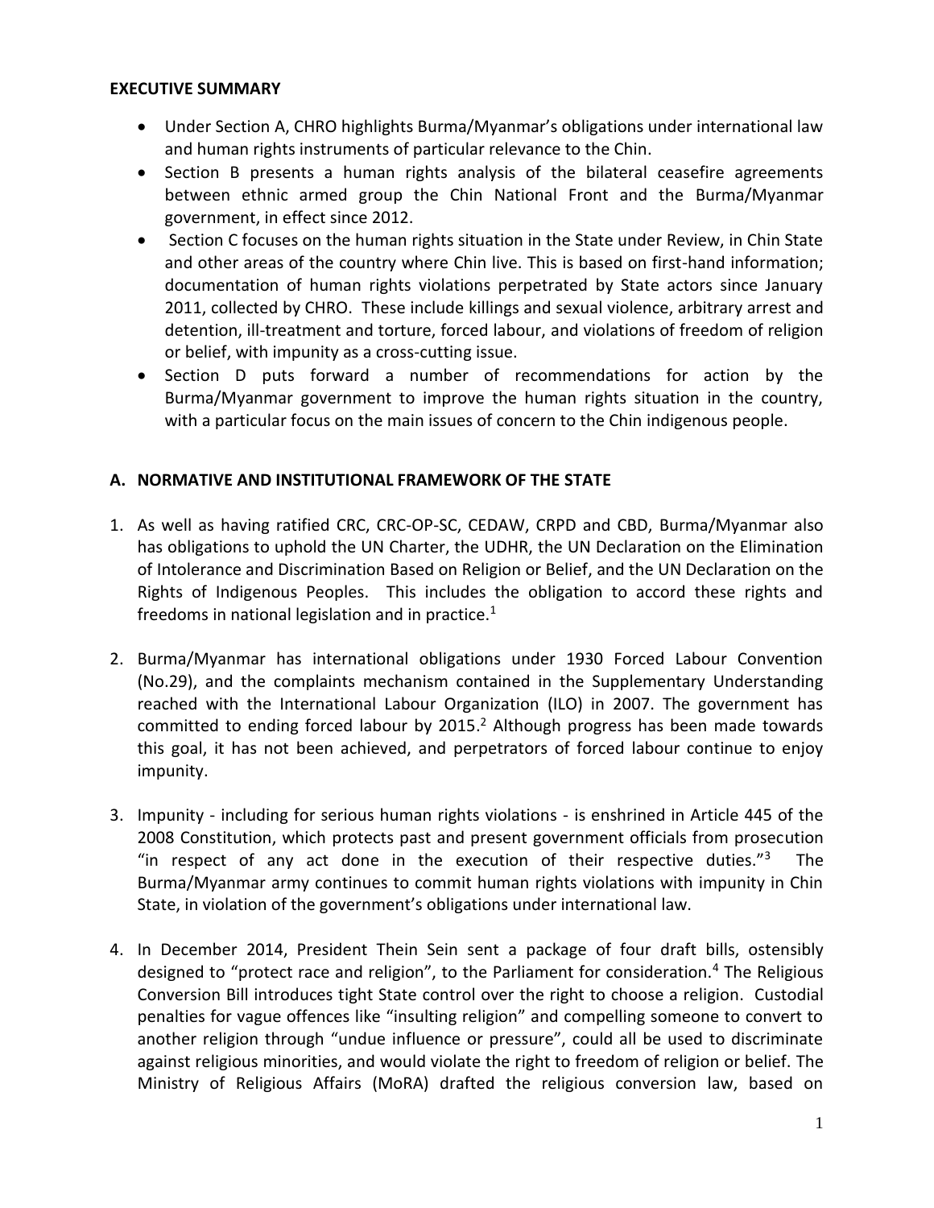**EXECUTIVE SUMMARY**

- Under Section A, CHRO highlights Burma/Myanmar's obligations under international law and human rights instruments of particular relevance to the Chin.
- Section B presents a human rights analysis of the bilateral ceasefire agreements between ethnic armed group the Chin National Front and the Burma/Myanmar government, in effect since 2012.
- Section C focuses on the human rights situation in the State under Review, in Chin State and other areas of the country where Chin live. This is based on first-hand information; documentation of human rights violations perpetrated by State actors since January 2011, collected by CHRO. These include killings and sexual violence, arbitrary arrest and detention, ill-treatment and torture, forced labour, and violations of freedom of religion or belief, with impunity as a cross-cutting issue.
- Section D puts forward a number of recommendations for action by the Burma/Myanmar government to improve the human rights situation in the country, with a particular focus on the main issues of concern to the Chin indigenous people.

## A. NORMATIVE AND INSTITUTIONAL FRAMEWORK OF THE STATE

1. As well as having ratified CRC, CRC-OP-SC, CEDAW, CRPD and CBD, Burma/Myanmar also has obligations to uphold the UN Charter, the UDHR, the UN Declaration on the Elimination of Intolerance and Discrimination Based on Religion or Belief, and the UN Declaration on the Rights of Indigenous Peoples. This includes the obligation to accord these rights and freedoms in national legislation and in practice.[1]

2. Burma/Myanmar has international obligations under 1930 Forced Labour Convention (No.29), and the complaints mechanism contained in the Supplementary Understanding reached with the International Labour Organization (ILO) in 2007. The government has committed to ending forced labour by 2015.[2] Although progress has been made towards this goal, it has not been achieved, and perpetrators of forced labour continue to enjoy impunity.

3. Impunity - including for serious human rights violations - is enshrined in Article 445 of the 2008 Constitution, which protects past and present government officials from prosecution "in respect of any act done in the execution of their respective duties."[3] The Burma/Myanmar army continues to commit human rights violations with impunity in Chin State, in violation of the government's obligations under international law.

4. In December 2014, President Thein Sein sent a package of four draft bills, ostensibly designed to "protect race and religion", to the Parliament for consideration.[4] The Religious Conversion Bill introduces tight State control over the right to choose a religion. Custodial penalties for vague offences like "insulting religion" and compelling someone to convert to another religion through "undue influence or pressure", could all be used to discriminate against religious minorities, and would violate the right to freedom of religion or belief. The Ministry of Religious Affairs (MoRA) drafted the religious conversion law, based on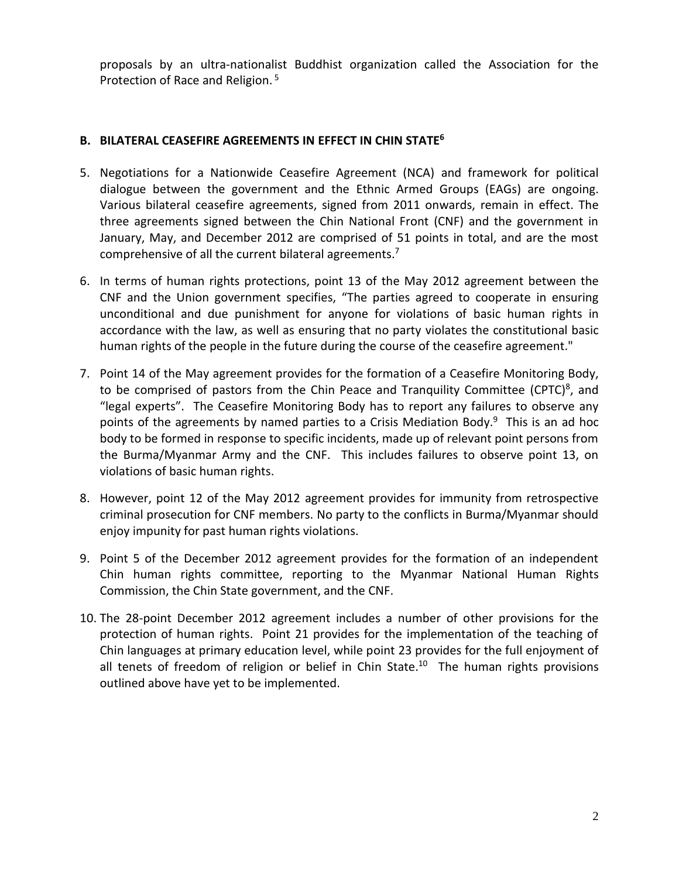proposals by an ultra-nationalist Buddhist organization called the Association for the Protection of Race and Religion. [5]

## B. BILATERAL CEASEFIRE AGREEMENTS IN EFFECT IN CHIN STATE[6]

5. Negotiations for a Nationwide Ceasefire Agreement (NCA) and framework for political dialogue between the government and the Ethnic Armed Groups (EAGs) are ongoing. Various bilateral ceasefire agreements, signed from 2011 onwards, remain in effect. The three agreements signed between the Chin National Front (CNF) and the government in January, May, and December 2012 are comprised of 51 points in total, and are the most comprehensive of all the current bilateral agreements.[7]

6. In terms of human rights protections, point 13 of the May 2012 agreement between the CNF and the Union government specifies, "The parties agreed to cooperate in ensuring unconditional and due punishment for anyone for violations of basic human rights in accordance with the law, as well as ensuring that no party violates the constitutional basic human rights of the people in the future during the course of the ceasefire agreement."

7. Point 14 of the May agreement provides for the formation of a Ceasefire Monitoring Body, to be comprised of pastors from the Chin Peace and Tranquility Committee (CPTC)[8], and "legal experts". The Ceasefire Monitoring Body has to report any failures to observe any points of the agreements by named parties to a Crisis Mediation Body.[9] This is an ad hoc body to be formed in response to specific incidents, made up of relevant point persons from the Burma/Myanmar Army and the CNF. This includes failures to observe point 13, on violations of basic human rights.

8. However, point 12 of the May 2012 agreement provides for immunity from retrospective criminal prosecution for CNF members. No party to the conflicts in Burma/Myanmar should enjoy impunity for past human rights violations.

9. Point 5 of the December 2012 agreement provides for the formation of an independent Chin human rights committee, reporting to the Myanmar National Human Rights Commission, the Chin State government, and the CNF.

10. The 28-point December 2012 agreement includes a number of other provisions for the protection of human rights. Point 21 provides for the implementation of the teaching of Chin languages at primary education level, while point 23 provides for the full enjoyment of all tenets of freedom of religion or belief in Chin State.[10] The human rights provisions outlined above have yet to be implemented.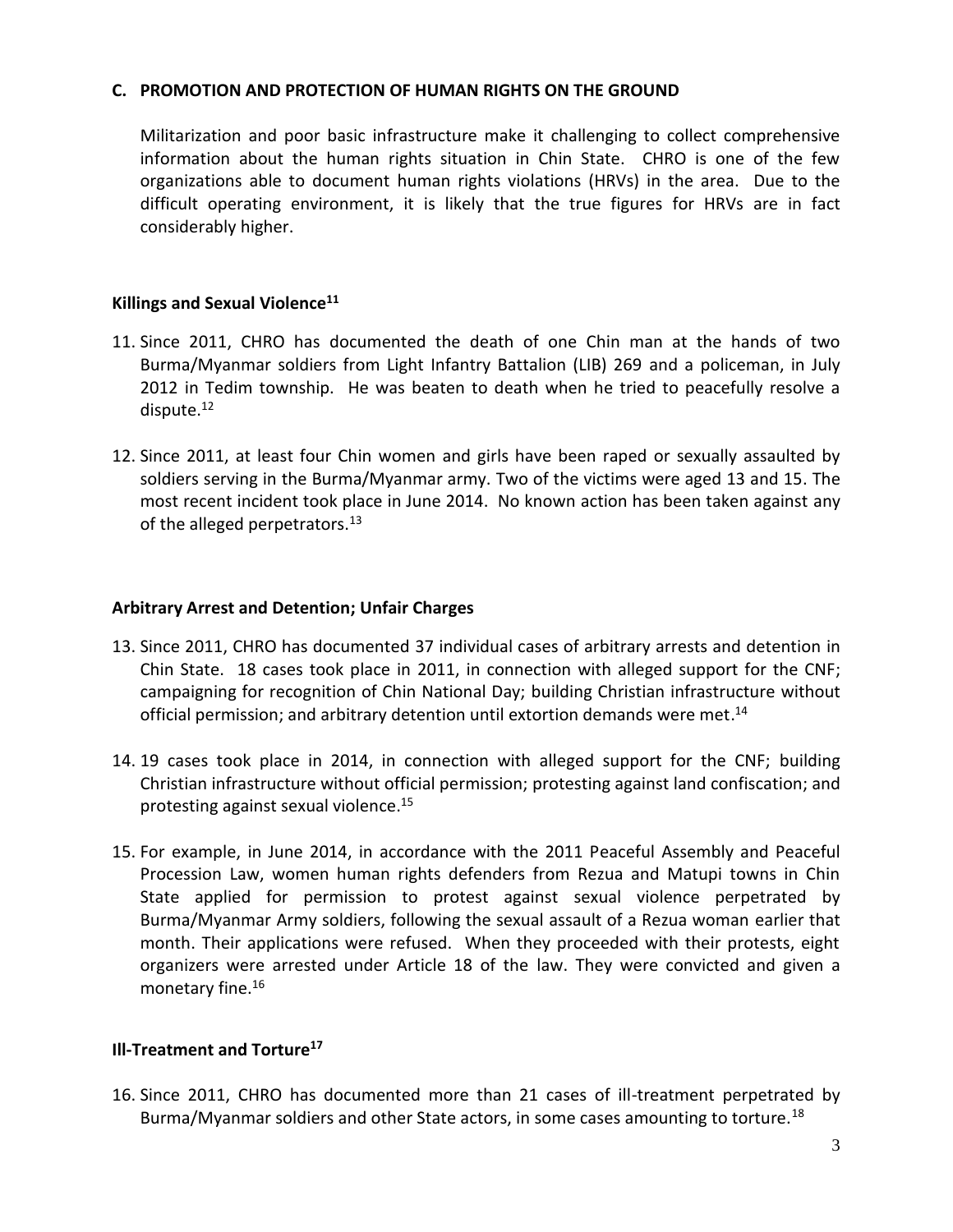## C. PROMOTION AND PROTECTION OF HUMAN RIGHTS ON THE GROUND

Militarization and poor basic infrastructure make it challenging to collect comprehensive information about the human rights situation in Chin State. CHRO is one of the few organizations able to document human rights violations (HRVs) in the area. Due to the difficult operating environment, it is likely that the true figures for HRVs are in fact considerably higher.

### Killings and Sexual Violence[11]

11. Since 2011, CHRO has documented the death of one Chin man at the hands of two Burma/Myanmar soldiers from Light Infantry Battalion (LIB) 269 and a policeman, in July 2012 in Tedim township. He was beaten to death when he tried to peacefully resolve a dispute.[12]

12. Since 2011, at least four Chin women and girls have been raped or sexually assaulted by soldiers serving in the Burma/Myanmar army. Two of the victims were aged 13 and 15. The most recent incident took place in June 2014. No known action has been taken against any of the alleged perpetrators.[13]

### Arbitrary Arrest and Detention; Unfair Charges

13. Since 2011, CHRO has documented 37 individual cases of arbitrary arrests and detention in Chin State. 18 cases took place in 2011, in connection with alleged support for the CNF; campaigning for recognition of Chin National Day; building Christian infrastructure without official permission; and arbitrary detention until extortion demands were met.[14]

14. 19 cases took place in 2014, in connection with alleged support for the CNF; building Christian infrastructure without official permission; protesting against land confiscation; and protesting against sexual violence.[15]

15. For example, in June 2014, in accordance with the 2011 Peaceful Assembly and Peaceful Procession Law, women human rights defenders from Rezua and Matupi towns in Chin State applied for permission to protest against sexual violence perpetrated by Burma/Myanmar Army soldiers, following the sexual assault of a Rezua woman earlier that month. Their applications were refused. When they proceeded with their protests, eight organizers were arrested under Article 18 of the law. They were convicted and given a monetary fine.[16]

### Ill-Treatment and Torture[17]

16. Since 2011, CHRO has documented more than 21 cases of ill-treatment perpetrated by Burma/Myanmar soldiers and other State actors, in some cases amounting to torture.[18]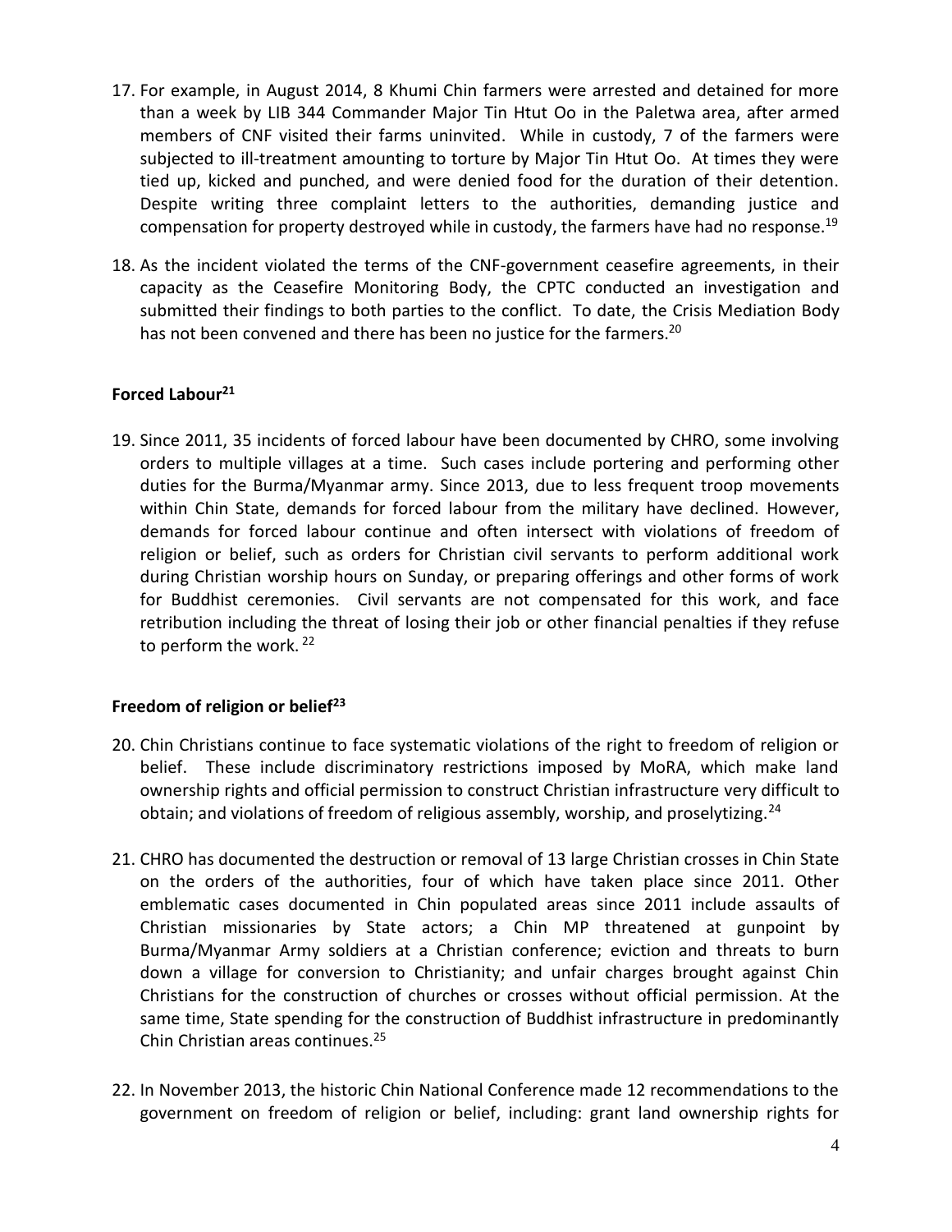17. For example, in August 2014, 8 Khumi Chin farmers were arrested and detained for more than a week by LIB 344 Commander Major Tin Htut Oo in the Paletwa area, after armed members of CNF visited their farms uninvited. While in custody, 7 of the farmers were subjected to ill-treatment amounting to torture by Major Tin Htut Oo. At times they were tied up, kicked and punched, and were denied food for the duration of their detention. Despite writing three complaint letters to the authorities, demanding justice and compensation for property destroyed while in custody, the farmers have had no response.[19]

18. As the incident violated the terms of the CNF-government ceasefire agreements, in their capacity as the Ceasefire Monitoring Body, the CPTC conducted an investigation and submitted their findings to both parties to the conflict. To date, the Crisis Mediation Body has not been convened and there has been no justice for the farmers.[20]

**Forced Labour[21]**

19. Since 2011, 35 incidents of forced labour have been documented by CHRO, some involving orders to multiple villages at a time. Such cases include portering and performing other duties for the Burma/Myanmar army. Since 2013, due to less frequent troop movements within Chin State, demands for forced labour from the military have declined. However, demands for forced labour continue and often intersect with violations of freedom of religion or belief, such as orders for Christian civil servants to perform additional work during Christian worship hours on Sunday, or preparing offerings and other forms of work for Buddhist ceremonies. Civil servants are not compensated for this work, and face retribution including the threat of losing their job or other financial penalties if they refuse to perform the work.[22]

**Freedom of religion or belief[23]**

20. Chin Christians continue to face systematic violations of the right to freedom of religion or belief. These include discriminatory restrictions imposed by MoRA, which make land ownership rights and official permission to construct Christian infrastructure very difficult to obtain; and violations of freedom of religious assembly, worship, and proselytizing.[24]

21. CHRO has documented the destruction or removal of 13 large Christian crosses in Chin State on the orders of the authorities, four of which have taken place since 2011. Other emblematic cases documented in Chin populated areas since 2011 include assaults of Christian missionaries by State actors; a Chin MP threatened at gunpoint by Burma/Myanmar Army soldiers at a Christian conference; eviction and threats to burn down a village for conversion to Christianity; and unfair charges brought against Chin Christians for the construction of churches or crosses without official permission. At the same time, State spending for the construction of Buddhist infrastructure in predominantly Chin Christian areas continues.[25]

22. In November 2013, the historic Chin National Conference made 12 recommendations to the government on freedom of religion or belief, including: grant land ownership rights for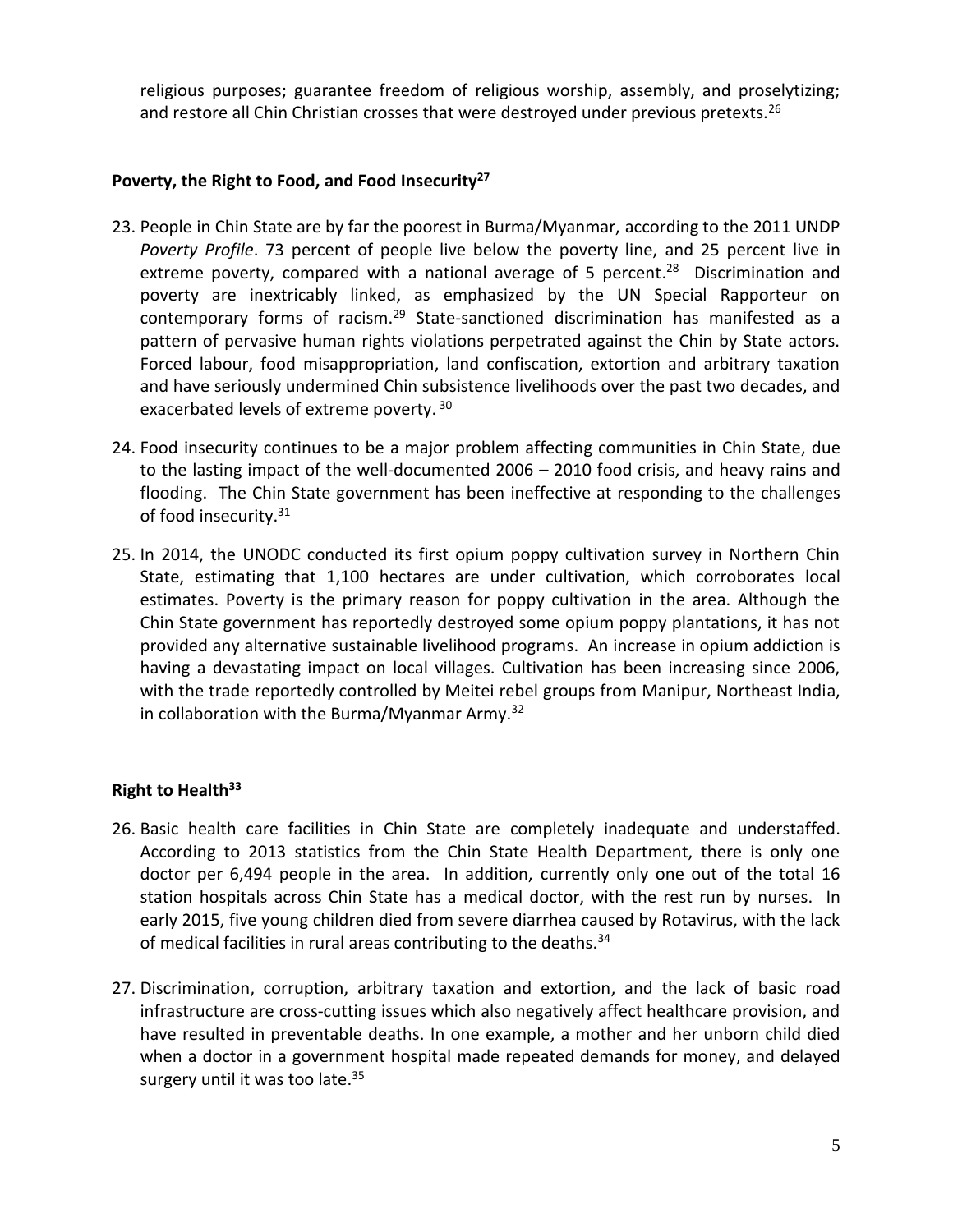religious purposes; guarantee freedom of religious worship, assembly, and proselytizing; and restore all Chin Christian crosses that were destroyed under previous pretexts.[26]

### Poverty, the Right to Food, and Food Insecurity[27]

23. People in Chin State are by far the poorest in Burma/Myanmar, according to the 2011 UNDP *Poverty Profile*. 73 percent of people live below the poverty line, and 25 percent live in extreme poverty, compared with a national average of 5 percent.[28] Discrimination and poverty are inextricably linked, as emphasized by the UN Special Rapporteur on contemporary forms of racism.[29] State-sanctioned discrimination has manifested as a pattern of pervasive human rights violations perpetrated against the Chin by State actors. Forced labour, food misappropriation, land confiscation, extortion and arbitrary taxation and have seriously undermined Chin subsistence livelihoods over the past two decades, and exacerbated levels of extreme poverty.[30]

24. Food insecurity continues to be a major problem affecting communities in Chin State, due to the lasting impact of the well-documented 2006 – 2010 food crisis, and heavy rains and flooding. The Chin State government has been ineffective at responding to the challenges of food insecurity.[31]

25. In 2014, the UNODC conducted its first opium poppy cultivation survey in Northern Chin State, estimating that 1,100 hectares are under cultivation, which corroborates local estimates. Poverty is the primary reason for poppy cultivation in the area. Although the Chin State government has reportedly destroyed some opium poppy plantations, it has not provided any alternative sustainable livelihood programs. An increase in opium addiction is having a devastating impact on local villages. Cultivation has been increasing since 2006, with the trade reportedly controlled by Meitei rebel groups from Manipur, Northeast India, in collaboration with the Burma/Myanmar Army.[32]

### Right to Health[33]

26. Basic health care facilities in Chin State are completely inadequate and understaffed. According to 2013 statistics from the Chin State Health Department, there is only one doctor per 6,494 people in the area. In addition, currently only one out of the total 16 station hospitals across Chin State has a medical doctor, with the rest run by nurses. In early 2015, five young children died from severe diarrhea caused by Rotavirus, with the lack of medical facilities in rural areas contributing to the deaths.[34]

27. Discrimination, corruption, arbitrary taxation and extortion, and the lack of basic road infrastructure are cross-cutting issues which also negatively affect healthcare provision, and have resulted in preventable deaths. In one example, a mother and her unborn child died when a doctor in a government hospital made repeated demands for money, and delayed surgery until it was too late.[35]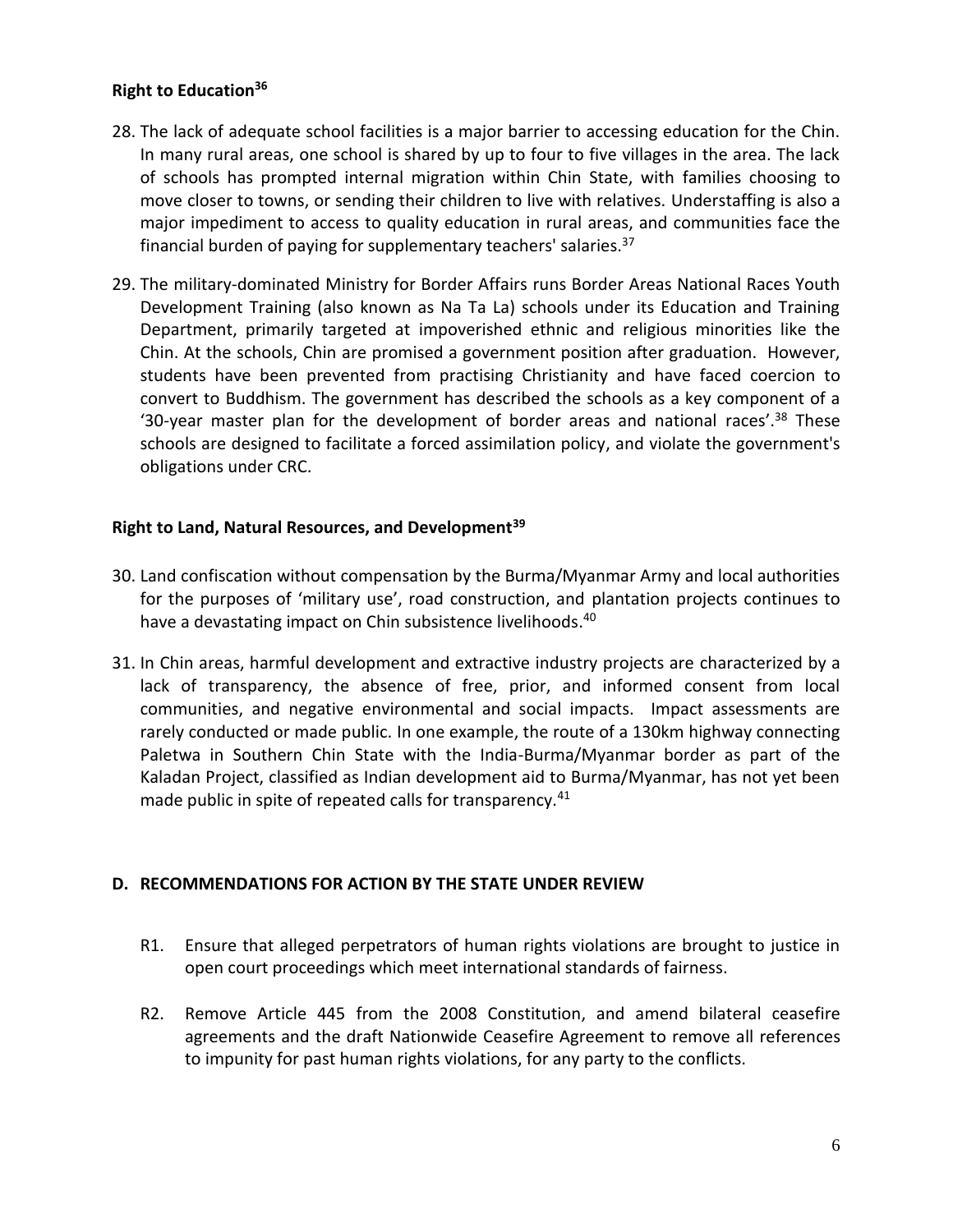**Right to Education[36]**

28. The lack of adequate school facilities is a major barrier to accessing education for the Chin. In many rural areas, one school is shared by up to four to five villages in the area. The lack of schools has prompted internal migration within Chin State, with families choosing to move closer to towns, or sending their children to live with relatives. Understaffing is also a major impediment to access to quality education in rural areas, and communities face the financial burden of paying for supplementary teachers' salaries.[37]

29. The military-dominated Ministry for Border Affairs runs Border Areas National Races Youth Development Training (also known as Na Ta La) schools under its Education and Training Department, primarily targeted at impoverished ethnic and religious minorities like the Chin. At the schools, Chin are promised a government position after graduation. However, students have been prevented from practising Christianity and have faced coercion to convert to Buddhism. The government has described the schools as a key component of a '30-year master plan for the development of border areas and national races'.[38] These schools are designed to facilitate a forced assimilation policy, and violate the government's obligations under CRC.

**Right to Land, Natural Resources, and Development[39]**

30. Land confiscation without compensation by the Burma/Myanmar Army and local authorities for the purposes of 'military use', road construction, and plantation projects continues to have a devastating impact on Chin subsistence livelihoods.[40]

31. In Chin areas, harmful development and extractive industry projects are characterized by a lack of transparency, the absence of free, prior, and informed consent from local communities, and negative environmental and social impacts. Impact assessments are rarely conducted or made public. In one example, the route of a 130km highway connecting Paletwa in Southern Chin State with the India-Burma/Myanmar border as part of the Kaladan Project, classified as Indian development aid to Burma/Myanmar, has not yet been made public in spite of repeated calls for transparency.[41]

**D. RECOMMENDATIONS FOR ACTION BY THE STATE UNDER REVIEW**

R1. Ensure that alleged perpetrators of human rights violations are brought to justice in open court proceedings which meet international standards of fairness.

R2. Remove Article 445 from the 2008 Constitution, and amend bilateral ceasefire agreements and the draft Nationwide Ceasefire Agreement to remove all references to impunity for past human rights violations, for any party to the conflicts.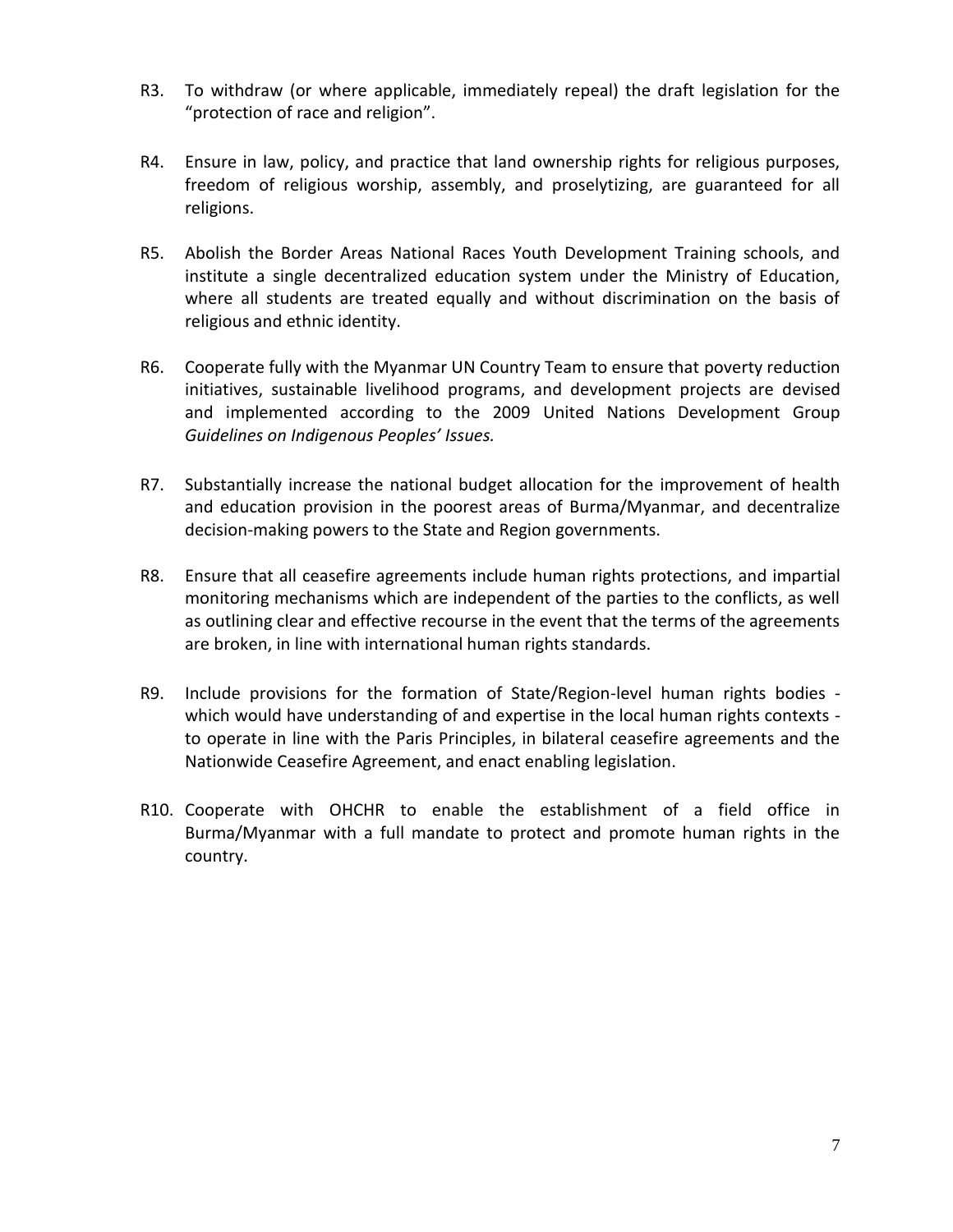R3. To withdraw (or where applicable, immediately repeal) the draft legislation for the "protection of race and religion".

R4. Ensure in law, policy, and practice that land ownership rights for religious purposes, freedom of religious worship, assembly, and proselytizing, are guaranteed for all religions.

R5. Abolish the Border Areas National Races Youth Development Training schools, and institute a single decentralized education system under the Ministry of Education, where all students are treated equally and without discrimination on the basis of religious and ethnic identity.

R6. Cooperate fully with the Myanmar UN Country Team to ensure that poverty reduction initiatives, sustainable livelihood programs, and development projects are devised and implemented according to the 2009 United Nations Development Group *Guidelines on Indigenous Peoples' Issues.*

R7. Substantially increase the national budget allocation for the improvement of health and education provision in the poorest areas of Burma/Myanmar, and decentralize decision-making powers to the State and Region governments.

R8. Ensure that all ceasefire agreements include human rights protections, and impartial monitoring mechanisms which are independent of the parties to the conflicts, as well as outlining clear and effective recourse in the event that the terms of the agreements are broken, in line with international human rights standards.

R9. Include provisions for the formation of State/Region-level human rights bodies - which would have understanding of and expertise in the local human rights contexts - to operate in line with the Paris Principles, in bilateral ceasefire agreements and the Nationwide Ceasefire Agreement, and enact enabling legislation.

R10. Cooperate with OHCHR to enable the establishment of a field office in Burma/Myanmar with a full mandate to protect and promote human rights in the country.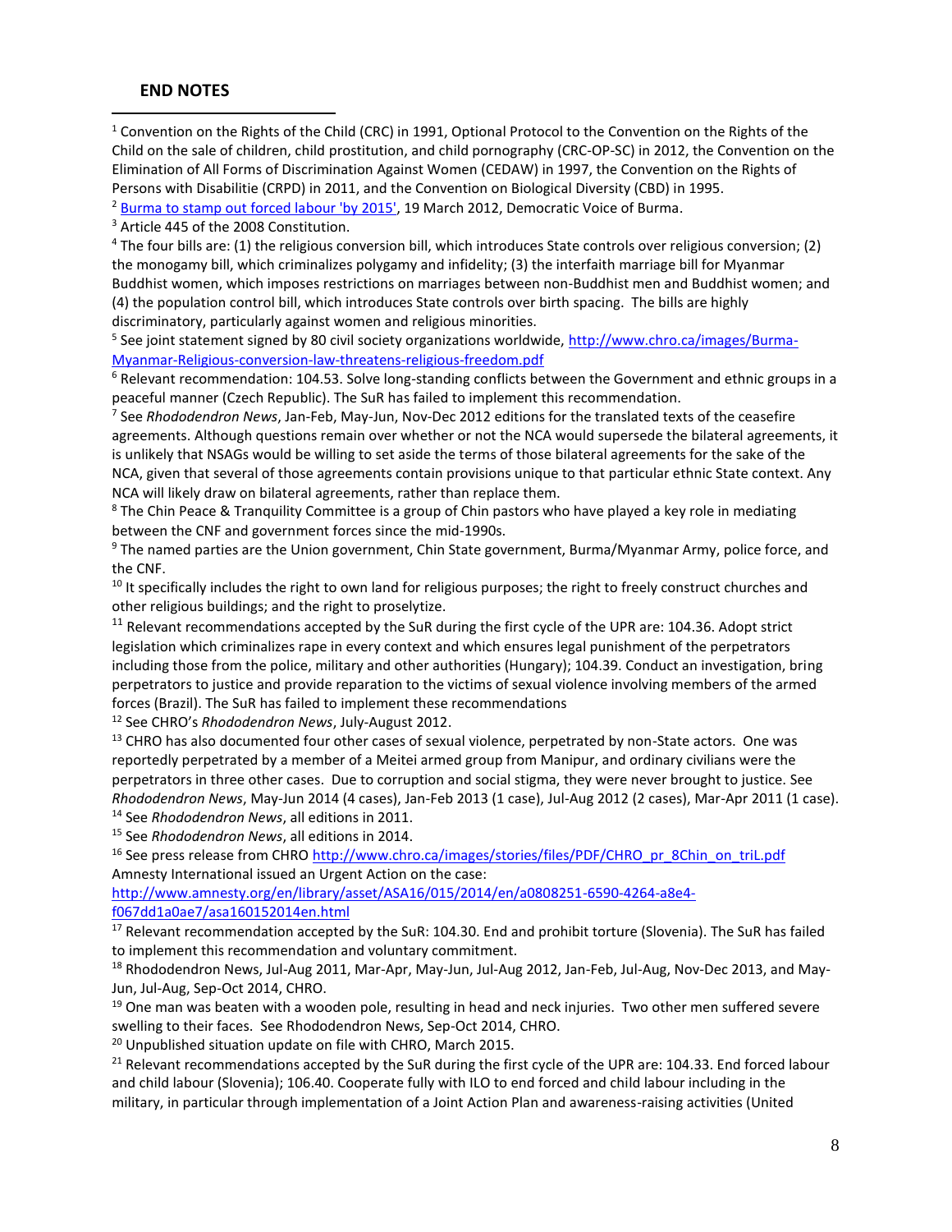## END NOTES

[1] Convention on the Rights of the Child (CRC) in 1991, Optional Protocol to the Convention on the Rights of the Child on the sale of children, child prostitution, and child pornography (CRC-OP-SC) in 2012, the Convention on the Elimination of All Forms of Discrimination Against Women (CEDAW) in 1997, the Convention on the Rights of Persons with Disabilitie (CRPD) in 2011, and the Convention on Biological Diversity (CBD) in 1995.

[2] Burma to stamp out forced labour 'by 2015', 19 March 2012, Democratic Voice of Burma.

[3] Article 445 of the 2008 Constitution.

[4] The four bills are: (1) the religious conversion bill, which introduces State controls over religious conversion; (2) the monogamy bill, which criminalizes polygamy and infidelity; (3) the interfaith marriage bill for Myanmar Buddhist women, which imposes restrictions on marriages between non-Buddhist men and Buddhist women; and (4) the population control bill, which introduces State controls over birth spacing. The bills are highly discriminatory, particularly against women and religious minorities.

[5] See joint statement signed by 80 civil society organizations worldwide, http://www.chro.ca/images/Burma-Myanmar-Religious-conversion-law-threatens-religious-freedom.pdf

[6] Relevant recommendation: 104.53. Solve long-standing conflicts between the Government and ethnic groups in a peaceful manner (Czech Republic). The SuR has failed to implement this recommendation.

[7] See *Rhododendron News*, Jan-Feb, May-Jun, Nov-Dec 2012 editions for the translated texts of the ceasefire agreements. Although questions remain over whether or not the NCA would supersede the bilateral agreements, it is unlikely that NSAGs would be willing to set aside the terms of those bilateral agreements for the sake of the NCA, given that several of those agreements contain provisions unique to that particular ethnic State context. Any NCA will likely draw on bilateral agreements, rather than replace them.

[8] The Chin Peace & Tranquility Committee is a group of Chin pastors who have played a key role in mediating between the CNF and government forces since the mid-1990s.

[9] The named parties are the Union government, Chin State government, Burma/Myanmar Army, police force, and the CNF.

[10] It specifically includes the right to own land for religious purposes; the right to freely construct churches and other religious buildings; and the right to proselytize.

[11] Relevant recommendations accepted by the SuR during the first cycle of the UPR are: 104.36. Adopt strict legislation which criminalizes rape in every context and which ensures legal punishment of the perpetrators including those from the police, military and other authorities (Hungary); 104.39. Conduct an investigation, bring perpetrators to justice and provide reparation to the victims of sexual violence involving members of the armed forces (Brazil). The SuR has failed to implement these recommendations

[12] See CHRO's *Rhododendron News*, July-August 2012.

[13] CHRO has also documented four other cases of sexual violence, perpetrated by non-State actors. One was reportedly perpetrated by a member of a Meitei armed group from Manipur, and ordinary civilians were the perpetrators in three other cases. Due to corruption and social stigma, they were never brought to justice. See *Rhododendron News*, May-Jun 2014 (4 cases), Jan-Feb 2013 (1 case), Jul-Aug 2012 (2 cases), Mar-Apr 2011 (1 case).

[14] See *Rhododendron News*, all editions in 2011.

[15] See *Rhododendron News*, all editions in 2014.

[16] See press release from CHRO http://www.chro.ca/images/stories/files/PDF/CHRO_pr_8Chin_on_triL.pdf Amnesty International issued an Urgent Action on the case: http://www.amnesty.org/en/library/asset/ASA16/015/2014/en/a0808251-6590-4264-a8e4-f067dd1a0ae7/asa160152014en.html

[17] Relevant recommendation accepted by the SuR: 104.30. End and prohibit torture (Slovenia). The SuR has failed to implement this recommendation and voluntary commitment.

[18] Rhododendron News, Jul-Aug 2011, Mar-Apr, May-Jun, Jul-Aug 2012, Jan-Feb, Jul-Aug, Nov-Dec 2013, and May-Jun, Jul-Aug, Sep-Oct 2014, CHRO.

[19] One man was beaten with a wooden pole, resulting in head and neck injuries. Two other men suffered severe swelling to their faces. See Rhododendron News, Sep-Oct 2014, CHRO.

[20] Unpublished situation update on file with CHRO, March 2015.

[21] Relevant recommendations accepted by the SuR during the first cycle of the UPR are: 104.33. End forced labour and child labour (Slovenia); 106.40. Cooperate fully with ILO to end forced and child labour including in the military, in particular through implementation of a Joint Action Plan and awareness-raising activities (United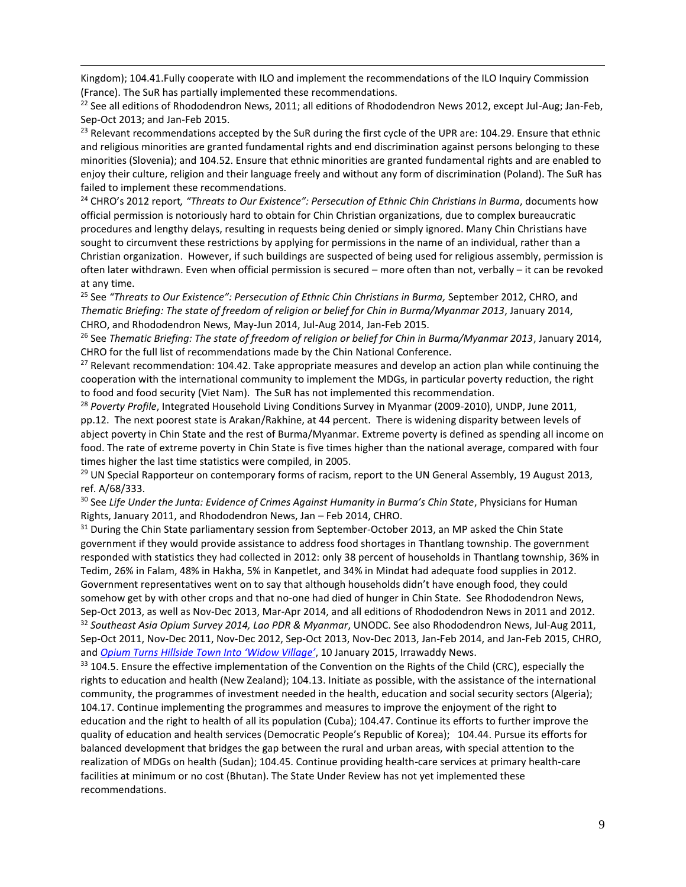Kingdom); 104.41.Fully cooperate with ILO and implement the recommendations of the ILO Inquiry Commission (France). The SuR has partially implemented these recommendations.

[22] See all editions of Rhododendron News, 2011; all editions of Rhododendron News 2012, except Jul-Aug; Jan-Feb, Sep-Oct 2013; and Jan-Feb 2015.

[23] Relevant recommendations accepted by the SuR during the first cycle of the UPR are: 104.29. Ensure that ethnic and religious minorities are granted fundamental rights and end discrimination against persons belonging to these minorities (Slovenia); and 104.52. Ensure that ethnic minorities are granted fundamental rights and are enabled to enjoy their culture, religion and their language freely and without any form of discrimination (Poland). The SuR has failed to implement these recommendations.

[24] CHRO's 2012 report*, "Threats to Our Existence": Persecution of Ethnic Chin Christians in Burma*, documents how official permission is notoriously hard to obtain for Chin Christian organizations, due to complex bureaucratic procedures and lengthy delays, resulting in requests being denied or simply ignored. Many Chin Christians have sought to circumvent these restrictions by applying for permissions in the name of an individual, rather than a Christian organization. However, if such buildings are suspected of being used for religious assembly, permission is often later withdrawn. Even when official permission is secured – more often than not, verbally – it can be revoked at any time.

[25] See *"Threats to Our Existence": Persecution of Ethnic Chin Christians in Burma,* September 2012, CHRO, and *Thematic Briefing: The state of freedom of religion or belief for Chin in Burma/Myanmar 2013*, January 2014, CHRO, and Rhododendron News, May-Jun 2014, Jul-Aug 2014, Jan-Feb 2015.

[26] See *Thematic Briefing: The state of freedom of religion or belief for Chin in Burma/Myanmar 2013*, January 2014, CHRO for the full list of recommendations made by the Chin National Conference.

[27] Relevant recommendation: 104.42. Take appropriate measures and develop an action plan while continuing the cooperation with the international community to implement the MDGs, in particular poverty reduction, the right to food and food security (Viet Nam). The SuR has not implemented this recommendation.

[28] *Poverty Profile*, Integrated Household Living Conditions Survey in Myanmar (2009-2010), UNDP, June 2011, pp.12. The next poorest state is Arakan/Rakhine, at 44 percent. There is widening disparity between levels of abject poverty in Chin State and the rest of Burma/Myanmar. Extreme poverty is defined as spending all income on food. The rate of extreme poverty in Chin State is five times higher than the national average, compared with four times higher the last time statistics were compiled, in 2005.

[29] UN Special Rapporteur on contemporary forms of racism, report to the UN General Assembly, 19 August 2013, ref. A/68/333.

[30] See *Life Under the Junta: Evidence of Crimes Against Humanity in Burma's Chin State*, Physicians for Human Rights, January 2011, and Rhododendron News, Jan – Feb 2014, CHRO.

[31] During the Chin State parliamentary session from September-October 2013, an MP asked the Chin State government if they would provide assistance to address food shortages in Thantlang township. The government responded with statistics they had collected in 2012: only 38 percent of households in Thantlang township, 36% in Tedim, 26% in Falam, 48% in Hakha, 5% in Kanpetlet, and 34% in Mindat had adequate food supplies in 2012. Government representatives went on to say that although households didn't have enough food, they could somehow get by with other crops and that no-one had died of hunger in Chin State. See Rhododendron News, Sep-Oct 2013, as well as Nov-Dec 2013, Mar-Apr 2014, and all editions of Rhododendron News in 2011 and 2012.

[32] *Southeast Asia Opium Survey 2014, Lao PDR & Myanmar*, UNODC. See also Rhododendron News, Jul-Aug 2011, Sep-Oct 2011, Nov-Dec 2011, Nov-Dec 2012, Sep-Oct 2013, Nov-Dec 2013, Jan-Feb 2014, and Jan-Feb 2015, CHRO, and *Opium Turns Hillside Town Into 'Widow Village'*, 10 January 2015, Irrawaddy News.

[33] 104.5. Ensure the effective implementation of the Convention on the Rights of the Child (CRC), especially the rights to education and health (New Zealand); 104.13. Initiate as possible, with the assistance of the international community, the programmes of investment needed in the health, education and social security sectors (Algeria); 104.17. Continue implementing the programmes and measures to improve the enjoyment of the right to education and the right to health of all its population (Cuba); 104.47. Continue its efforts to further improve the quality of education and health services (Democratic People's Republic of Korea); 104.44. Pursue its efforts for balanced development that bridges the gap between the rural and urban areas, with special attention to the realization of MDGs on health (Sudan); 104.45. Continue providing health-care services at primary health-care facilities at minimum or no cost (Bhutan). The State Under Review has not yet implemented these recommendations.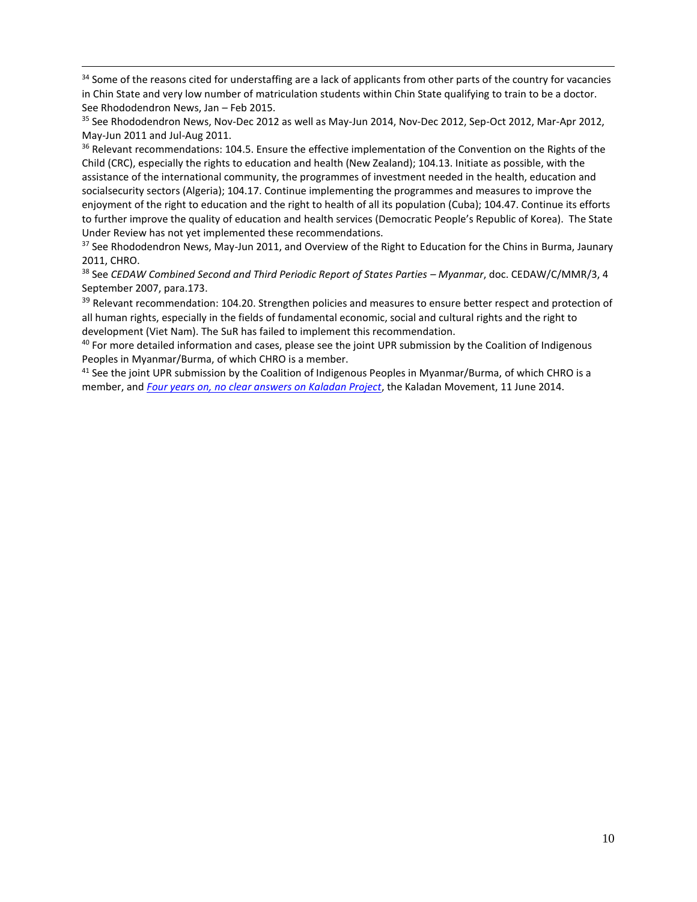[34] Some of the reasons cited for understaffing are a lack of applicants from other parts of the country for vacancies in Chin State and very low number of matriculation students within Chin State qualifying to train to be a doctor. See Rhododendron News, Jan – Feb 2015.

[35] See Rhododendron News, Nov-Dec 2012 as well as May-Jun 2014, Nov-Dec 2012, Sep-Oct 2012, Mar-Apr 2012, May-Jun 2011 and Jul-Aug 2011.

[36] Relevant recommendations: 104.5. Ensure the effective implementation of the Convention on the Rights of the Child (CRC), especially the rights to education and health (New Zealand); 104.13. Initiate as possible, with the assistance of the international community, the programmes of investment needed in the health, education and socialsecurity sectors (Algeria); 104.17. Continue implementing the programmes and measures to improve the enjoyment of the right to education and the right to health of all its population (Cuba); 104.47. Continue its efforts to further improve the quality of education and health services (Democratic People's Republic of Korea). The State Under Review has not yet implemented these recommendations.

[37] See Rhododendron News, May-Jun 2011, and Overview of the Right to Education for the Chins in Burma, Jaunary 2011, CHRO.

[38] See *CEDAW Combined Second and Third Periodic Report of States Parties – Myanmar*, doc. CEDAW/C/MMR/3, 4 September 2007, para.173.

[39] Relevant recommendation: 104.20. Strengthen policies and measures to ensure better respect and protection of all human rights, especially in the fields of fundamental economic, social and cultural rights and the right to development (Viet Nam). The SuR has failed to implement this recommendation.

[40] For more detailed information and cases, please see the joint UPR submission by the Coalition of Indigenous Peoples in Myanmar/Burma, of which CHRO is a member.

[41] See the joint UPR submission by the Coalition of Indigenous Peoples in Myanmar/Burma, of which CHRO is a member, and *Four years on, no clear answers on Kaladan Project*, the Kaladan Movement, 11 June 2014.